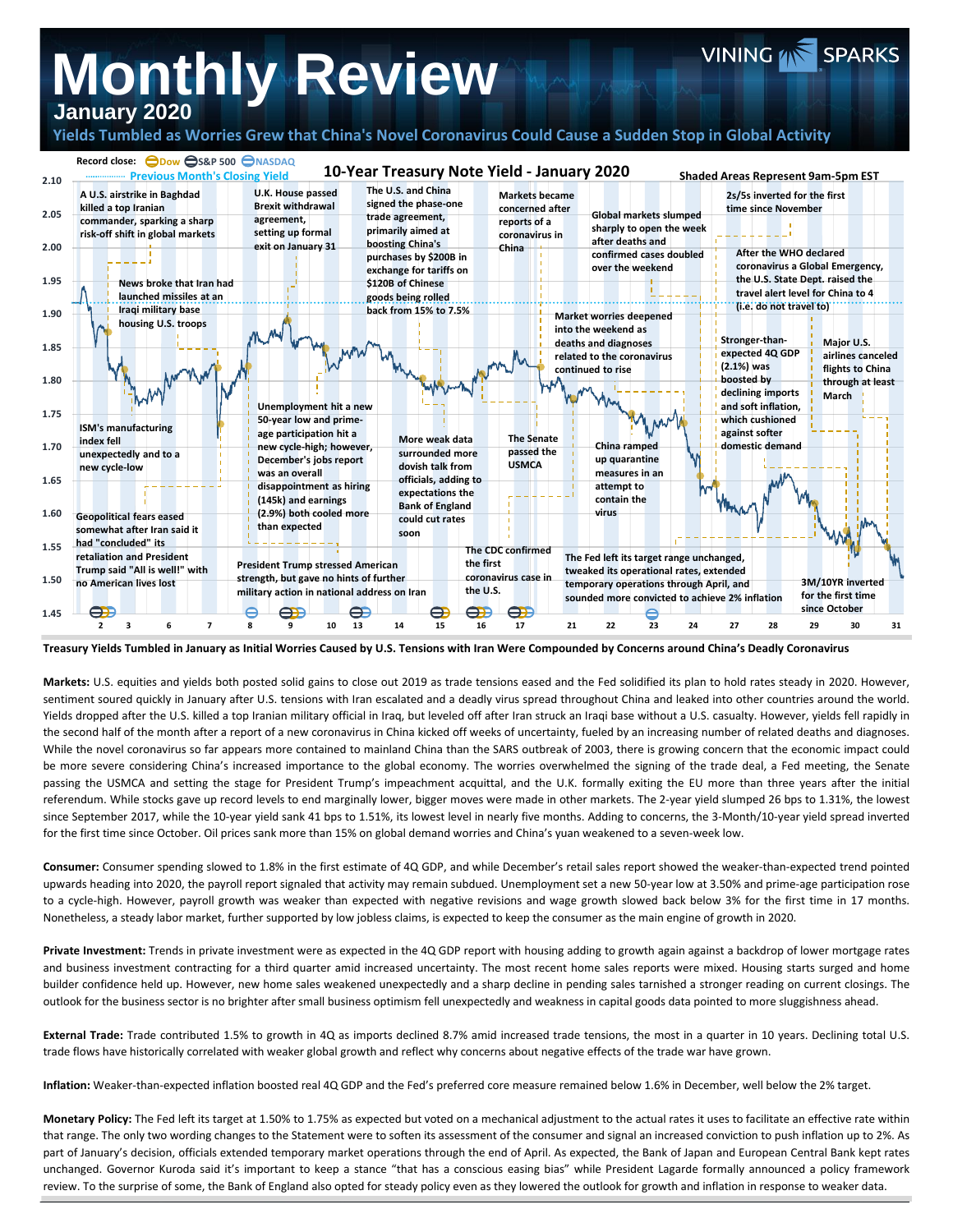# Monthly Review

## January 2020

VINING SPARKS

### Yields Tumbled as Worries Grew that China's Novel Coronavirus Could Cause a Sudden Stop in Global Activity

Record close: Dow S&P 500 NASDAQ

Previous Month's Closing Yield

10-Year Treasury Note Yield - January 2020

Shaded Areas Represent 9am-5pm EST

2.10
2.05
2.00
1.95
1.90
1.85
1.80
1.75
1.70
1.65
1.60
1.55
1.50
1.45

2 3 6 7 8 9 10 13 14 15 16 17 21 22 23 24 27 28 29 30 31

A U.S. airstrike in Baghdad killed a top Iranian commander, sparking a sharp risk-off shift in global markets

News broke that Iran had launched missiles at an Iraqi military base housing U.S. troops

ISM's manufacturing index fell unexpectedly and to a new cycle-low

Geopolitical fears eased somewhat after Iran said it had "concluded" its retaliation and President Trump said "All is well!" with no American lives lost

U.K. House passed Brexit withdrawal agreement, setting up formal exit on January 31

Unemployment hit a new 50-year low and prime-age participation hit a new cycle-high; however, December's jobs report was an overall disappointment as hiring (145k) and earnings (2.9%) both cooled more than expected

President Trump stressed American strength, but gave no hints of further military action in national address on Iran

The U.S. and China signed the phase-one trade agreement, primarily aimed at boosting China's purchases by $200B in exchange for tariffs on $120B of Chinese goods being rolled back from 15% to 7.5%

More weak data surrounded more dovish talk from officials, adding to expectations the Bank of England could cut rates soon

Markets became concerned after reports of a coronavirus in China

The Senate passed the USMCA

The CDC confirmed the first coronavirus case in the U.S.

Global markets slumped sharply to open the week after deaths and confirmed cases doubled over the weekend

Market worries deepened into the weekend as deaths and diagnoses related to the coronavirus continued to rise

China ramped up quarantine measures in an attempt to contain the virus

The Fed left its target range unchanged, tweaked its operational rates, extended temporary operations through April, and sounded more convicted to achieve 2% inflation

2s/5s inverted for the first time since November

After the WHO declared coronavirus a Global Emergency, the U.S. State Dept. raised the travel alert level for China to 4 (i.e. do not travel to)

Stronger-than-expected 4Q GDP (2.1%) was boosted by declining imports and soft inflation, which cushioned against softer domestic demand

Major U.S. airlines canceled flights to China through at least March

3M/10YR inverted for the first time since October

**Treasury Yields Tumbled in January as Initial Worries Caused by U.S. Tensions with Iran Were Compounded by Concerns around China's Deadly Coronavirus**

**Markets:** U.S. equities and yields both posted solid gains to close out 2019 as trade tensions eased and the Fed solidified its plan to hold rates steady in 2020. However, sentiment soured quickly in January after U.S. tensions with Iran escalated and a deadly virus spread throughout China and leaked into other countries around the world. Yields dropped after the U.S. killed a top Iranian military official in Iraq, but leveled off after Iran struck an Iraqi base without a U.S. casualty. However, yields fell rapidly in the second half of the month after a report of a new coronavirus in China kicked off weeks of uncertainty, fueled by an increasing number of related deaths and diagnoses. While the novel coronavirus so far appears more contained to mainland China than the SARS outbreak of 2003, there is growing concern that the economic impact could be more severe considering China's increased importance to the global economy. The worries overwhelmed the signing of the trade deal, a Fed meeting, the Senate passing the USMCA and setting the stage for President Trump's impeachment acquittal, and the U.K. formally exiting the EU more than three years after the initial referendum. While stocks gave up record levels to end marginally lower, bigger moves were made in other markets. The 2-year yield slumped 26 bps to 1.31%, the lowest since September 2017, while the 10-year yield sank 41 bps to 1.51%, its lowest level in nearly five months. Adding to concerns, the 3-Month/10-year yield spread inverted for the first time since October. Oil prices sank more than 15% on global demand worries and China's yuan weakened to a seven-week low.

**Consumer:** Consumer spending slowed to 1.8% in the first estimate of 4Q GDP, and while December's retail sales report showed the weaker-than-expected trend pointed upwards heading into 2020, the payroll report signaled that activity may remain subdued. Unemployment set a new 50-year low at 3.50% and prime-age participation rose to a cycle-high. However, payroll growth was weaker than expected with negative revisions and wage growth slowed back below 3% for the first time in 17 months. Nonetheless, a steady labor market, further supported by low jobless claims, is expected to keep the consumer as the main engine of growth in 2020.

**Private Investment:** Trends in private investment were as expected in the 4Q GDP report with housing adding to growth again against a backdrop of lower mortgage rates and business investment contracting for a third quarter amid increased uncertainty. The most recent home sales reports were mixed. Housing starts surged and home builder confidence held up. However, new home sales weakened unexpectedly and a sharp decline in pending sales tarnished a stronger reading on current closings. The outlook for the business sector is no brighter after small business optimism fell unexpectedly and weakness in capital goods data pointed to more sluggishness ahead.

**External Trade:** Trade contributed 1.5% to growth in 4Q as imports declined 8.7% amid increased trade tensions, the most in a quarter in 10 years. Declining total U.S. trade flows have historically correlated with weaker global growth and reflect why concerns about negative effects of the trade war have grown.

**Inflation:** Weaker-than-expected inflation boosted real 4Q GDP and the Fed's preferred core measure remained below 1.6% in December, well below the 2% target.

**Monetary Policy:** The Fed left its target at 1.50% to 1.75% as expected but voted on a mechanical adjustment to the actual rates it uses to facilitate an effective rate within that range. The only two wording changes to the Statement were to soften its assessment of the consumer and signal an increased conviction to push inflation up to 2%. As part of January's decision, officials extended temporary market operations through the end of April. As expected, the Bank of Japan and European Central Bank kept rates unchanged. Governor Kuroda said it's important to keep a stance "that has a conscious easing bias" while President Lagarde formally announced a policy framework review. To the surprise of some, the Bank of England also opted for steady policy even as they lowered the outlook for growth and inflation in response to weaker data.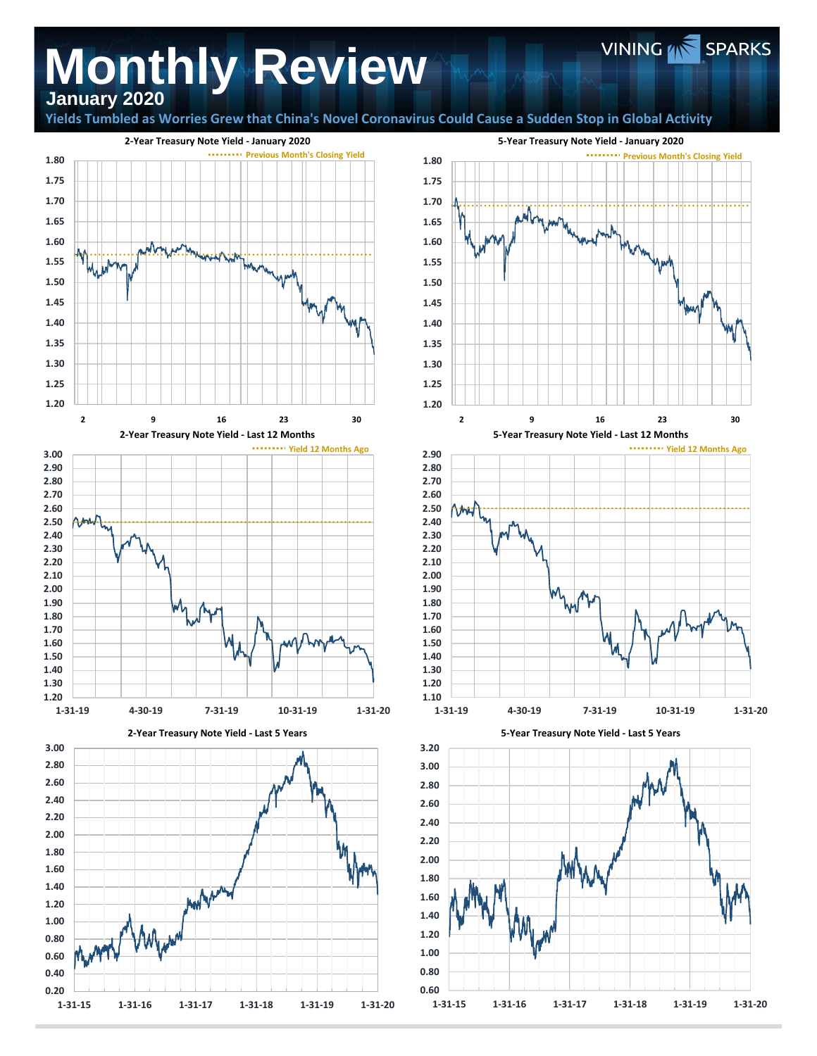# Monthly Review

**January 2020**

**Yields Tumbled as Worries Grew that China's Novel Coronavirus Could Cause a Sudden Stop in Global Activity**

VINING SPARKS

2-Year Treasury Note Yield - January 2020

Previous Month's Closing Yield

1.80
1.75
1.70
1.65
1.60
1.55
1.50
1.45
1.40
1.35
1.30
1.25
1.20

2 9 16 23 30

5-Year Treasury Note Yield - January 2020

Previous Month's Closing Yield

1.80
1.75
1.70
1.65
1.60
1.55
1.50
1.45
1.40
1.35
1.30
1.25
1.20

2 9 16 23 30

2-Year Treasury Note Yield - Last 12 Months

Yield 12 Months Ago

3.00
2.90
2.80
2.70
2.60
2.50
2.40
2.30
2.20
2.10
2.00
1.90
1.80
1.70
1.60
1.50
1.40
1.30
1.20

1-31-19 4-30-19 7-31-19 10-31-19 1-31-20

5-Year Treasury Note Yield - Last 12 Months

Yield 12 Months Ago

2.90
2.80
2.70
2.60
2.50
2.40
2.30
2.20
2.10
2.00
1.90
1.80
1.70
1.60
1.50
1.40
1.30
1.20
1.10

1-31-19 4-30-19 7-31-19 10-31-19 1-31-20

2-Year Treasury Note Yield - Last 5 Years

3.00
2.80
2.60
2.40
2.20
2.00
1.80
1.60
1.40
1.20
1.00
0.80
0.60
0.40
0.20

1-31-15 1-31-16 1-31-17 1-31-18 1-31-19 1-31-20

5-Year Treasury Note Yield - Last 5 Years

3.20
3.00
2.80
2.60
2.40
2.20
2.00
1.80
1.60
1.40
1.20
1.00
0.80
0.60

1-31-15 1-31-16 1-31-17 1-31-18 1-31-19 1-31-20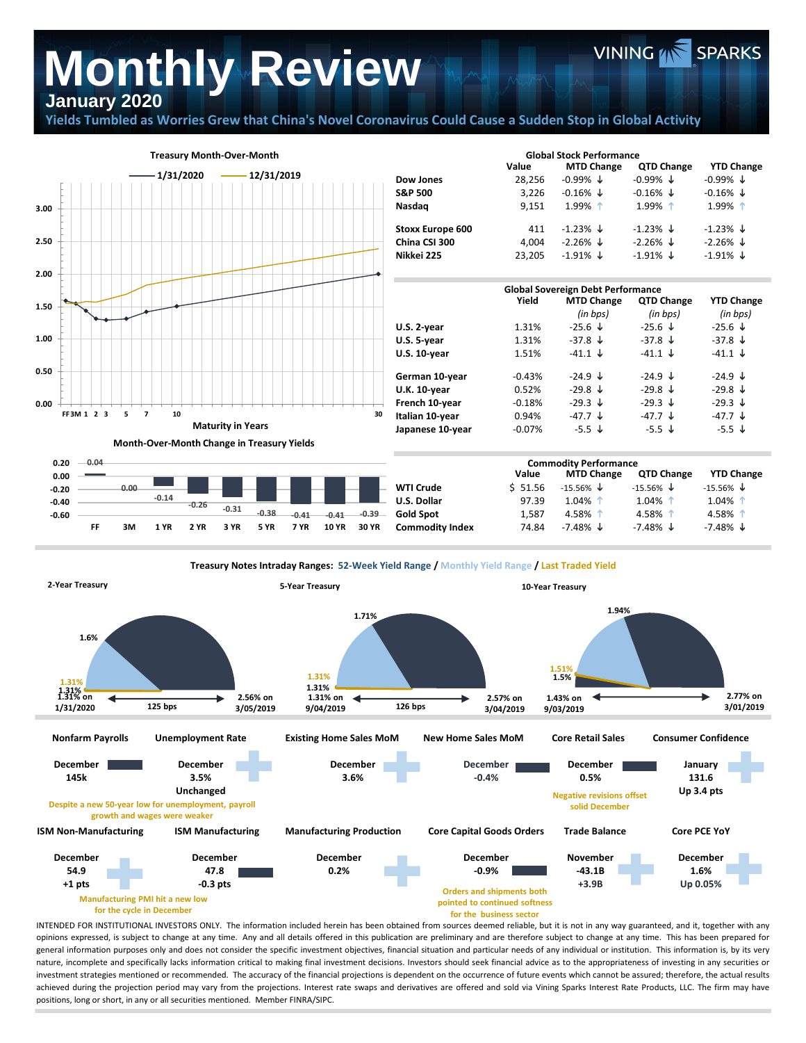# Monthly Review

**January 2020**

**Yields Tumbled as Worries Grew that China's Novel Coronavirus Could Cause a Sudden Stop in Global Activity**

VINING SPARKS

**Treasury Month-Over-Month**

1/31/2020
12/31/2019

3.00
2.50
2.00
1.50
1.00
0.50
0.00

FF 3M 1 2 3 5 7 10 30

Maturity in Years

**Month-Over-Month Change in Treasury Yields**

0.20
0.00
-0.20
-0.40
-0.60

0.04 0.00 -0.14 -0.26 -0.31 -0.38 -0.41 -0.41 -0.39

FF 3M 1 YR 2 YR 3 YR 5 YR 7 YR 10 YR 30 YR

**Global Stock Performance**

| | Value | MTD Change | QTD Change | YTD Change |
|---|---|---|---|---|
| **Dow Jones** | 28,256 | -0.99% ↓ | -0.99% ↓ | -0.99% ↓ |
| **S&P 500** | 3,226 | -0.16% ↓ | -0.16% ↓ | -0.16% ↓ |
| **Nasdaq** | 9,151 | 1.99% ↑ | 1.99% ↑ | 1.99% ↑ |
| **Stoxx Europe 600** | 411 | -1.23% ↓ | -1.23% ↓ | -1.23% ↓ |
| **China CSI 300** | 4,004 | -2.26% ↓ | -2.26% ↓ | -2.26% ↓ |
| **Nikkei 225** | 23,205 | -1.91% ↓ | -1.91% ↓ | -1.91% ↓ |

**Global Sovereign Debt Performance**

| | Yield | MTD Change *(in bps)* | QTD Change *(in bps)* | YTD Change *(in bps)* |
|---|---|---|---|---|
| **U.S. 2-year** | 1.31% | -25.6 ↓ | -25.6 ↓ | -25.6 ↓ |
| **U.S. 5-year** | 1.31% | -37.8 ↓ | -37.8 ↓ | -37.8 ↓ |
| **U.S. 10-year** | 1.51% | -41.1 ↓ | -41.1 ↓ | -41.1 ↓ |
| **German 10-year** | -0.43% | -24.9 ↓ | -24.9 ↓ | -24.9 ↓ |
| **U.K. 10-year** | 0.52% | -29.8 ↓ | -29.8 ↓ | -29.8 ↓ |
| **French 10-year** | -0.18% | -29.3 ↓ | -29.3 ↓ | -29.3 ↓ |
| **Italian 10-year** | 0.94% | -47.7 ↓ | -47.7 ↓ | -47.7 ↓ |
| **Japanese 10-year** | -0.07% | -5.5 ↓ | -5.5 ↓ | -5.5 ↓ |

**Commodity Performance**

| | Value | MTD Change | QTD Change | YTD Change |
|---|---|---|---|---|
| **WTI Crude** | $ 51.56 | -15.56% ↓ | -15.56% ↓ | -15.56% ↓ |
| **U.S. Dollar** | 97.39 | 1.04% ↑ | 1.04% ↑ | 1.04% ↑ |
| **Gold Spot** | 1,587 | 4.58% ↑ | 4.58% ↑ | 4.58% ↑ |
| **Commodity Index** | 74.84 | -7.48% ↓ | -7.48% ↓ | -7.48% ↓ |

**Treasury Notes Intraday Ranges: 52-Week Yield Range / Monthly Yield Range / Last Traded Yield**

**2-Year Treasury**

1.6%
1.31%
1.31%
1.31% on 1/31/2020
125 bps
2.56% on 3/05/2019

**5-Year Treasury**

1.71%
1.31%
1.31%
1.31% on 9/04/2019
126 bps
2.57% on 3/04/2019

**10-Year Treasury**

1.94%
1.51%
1.5%
1.43% on 9/03/2019
2.77% on 3/01/2019

| Nonfarm Payrolls | Unemployment Rate | Existing Home Sales MoM | New Home Sales MoM | Core Retail Sales | Consumer Confidence |
|---|---|---|---|---|---|
| December 145k | December 3.5% Unchanged | December 3.6% | December -0.4% | December 0.5% | January 131.6 Up 3.4 pts |

Despite a new 50-year low for unemployment, payroll growth and wages were weaker

Negative revisions offset solid December

| ISM Non-Manufacturing | ISM Manufacturing | Manufacturing Production | Core Capital Goods Orders | Trade Balance | Core PCE YoY |
|---|---|---|---|---|---|
| December 54.9 +1 pts | December 47.8 -0.3 pts | December 0.2% | December -0.9% | November -43.1B +3.9B | December 1.6% Up 0.05% |

Manufacturing PMI hit a new low for the cycle in December

Orders and shipments both pointed to continued softness for the business sector

INTENDED FOR INSTITUTIONAL INVESTORS ONLY. The information included herein has been obtained from sources deemed reliable, but it is not in any way guaranteed, and it, together with any opinions expressed, is subject to change at any time. Any and all details offered in this publication are preliminary and are therefore subject to change at any time. This has been prepared for general information purposes only and does not consider the specific investment objectives, financial situation and particular needs of any individual or institution. This information is, by its very nature, incomplete and specifically lacks information critical to making final investment decisions. Investors should seek financial advice as to the appropriateness of investing in any securities or investment strategies mentioned or recommended. The accuracy of the financial projections is dependent on the occurrence of future events which cannot be assured; therefore, the actual results achieved during the projection period may vary from the projections. Interest rate swaps and derivatives are offered and sold via Vining Sparks Interest Rate Products, LLC. The firm may have positions, long or short, in any or all securities mentioned. Member FINRA/SIPC.